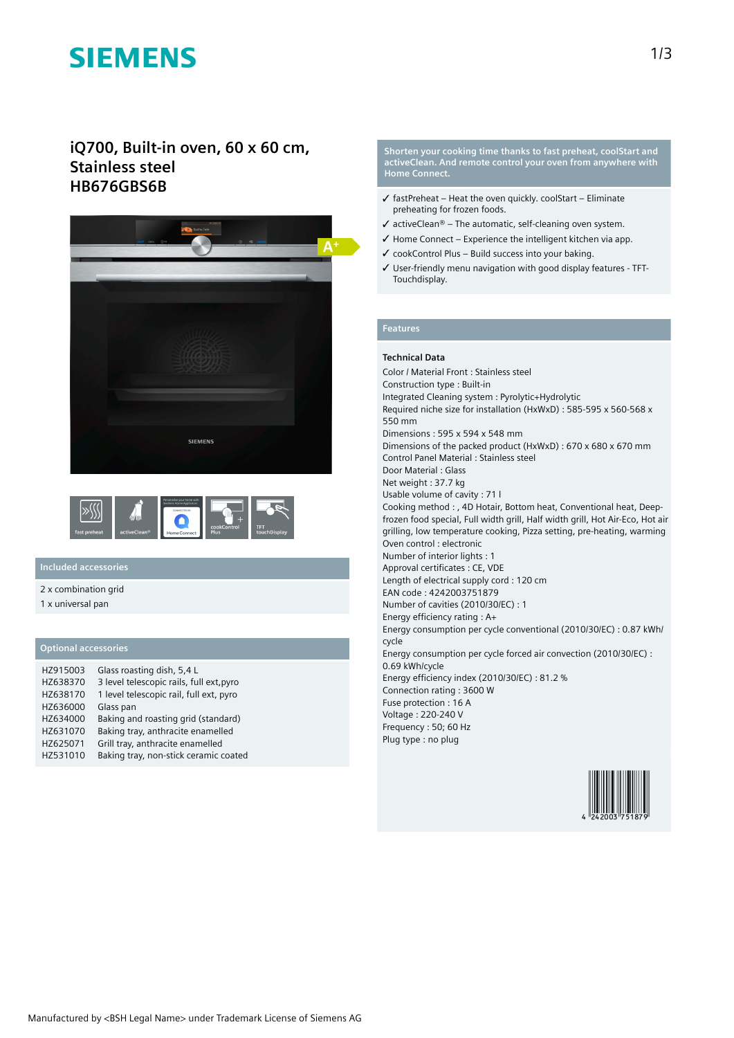SIEMENS

# iQ700, Built-in oven, 60 x 60 cm, Stainless steel HB676GBS6B

**Shorten your cooking time thanks to fast preheat, coolStart and activeClean. And remote control your oven from anywhere with Home Connect.**

- ✓ fastPreheat – Heat the oven quickly. coolStart – Eliminate preheating for frozen foods.
- ✓ activeClean® – The automatic, self-cleaning oven system.
- ✓ Home Connect – Experience the intelligent kitchen via app.
- ✓ cookControl Plus – Build success into your baking.
- ✓ User-friendly menu navigation with good display features - TFT-Touchdisplay.

## Features

### Technical Data

Color / Material Front : Stainless steel
Construction type : Built-in
Integrated Cleaning system : Pyrolytic+Hydrolytic
Required niche size for installation (HxWxD) : 585-595 x 560-568 x 550 mm
Dimensions : 595 x 594 x 548 mm
Dimensions of the packed product (HxWxD) : 670 x 680 x 670 mm
Control Panel Material : Stainless steel
Door Material : Glass
Net weight : 37.7 kg
Usable volume of cavity : 71 l
Cooking method : , 4D Hotair, Bottom heat, Conventional heat, Deep-frozen food special, Full width grill, Half width grill, Hot Air-Eco, Hot air grilling, low temperature cooking, Pizza setting, pre-heating, warming
Oven control : electronic
Number of interior lights : 1
Approval certificates : CE, VDE
Length of electrical supply cord : 120 cm
EAN code : 4242003751879
Number of cavities (2010/30/EC) : 1
Energy efficiency rating : A+
Energy consumption per cycle conventional (2010/30/EC) : 0.87 kWh/cycle
Energy consumption per cycle forced air convection (2010/30/EC) : 0.69 kWh/cycle
Energy efficiency index (2010/30/EC) : 81.2 %
Connection rating : 3600 W
Fuse protection : 16 A
Voltage : 220-240 V
Frequency : 50; 60 Hz
Plug type : no plug

## Included accessories

2 x combination grid
1 x universal pan

## Optional accessories

| | |
|---|---|
| HZ915003 | Glass roasting dish, 5,4 L |
| HZ638370 | 3 level telescopic rails, full ext,pyro |
| HZ638170 | 1 level telescopic rail, full ext, pyro |
| HZ636000 | Glass pan |
| HZ634000 | Baking and roasting grid (standard) |
| HZ631070 | Baking tray, anthracite enamelled |
| HZ625071 | Grill tray, anthracite enamelled |
| HZ531010 | Baking tray, non-stick ceramic coated |

Manufactured by <BSH Legal Name> under Trademark License of Siemens AG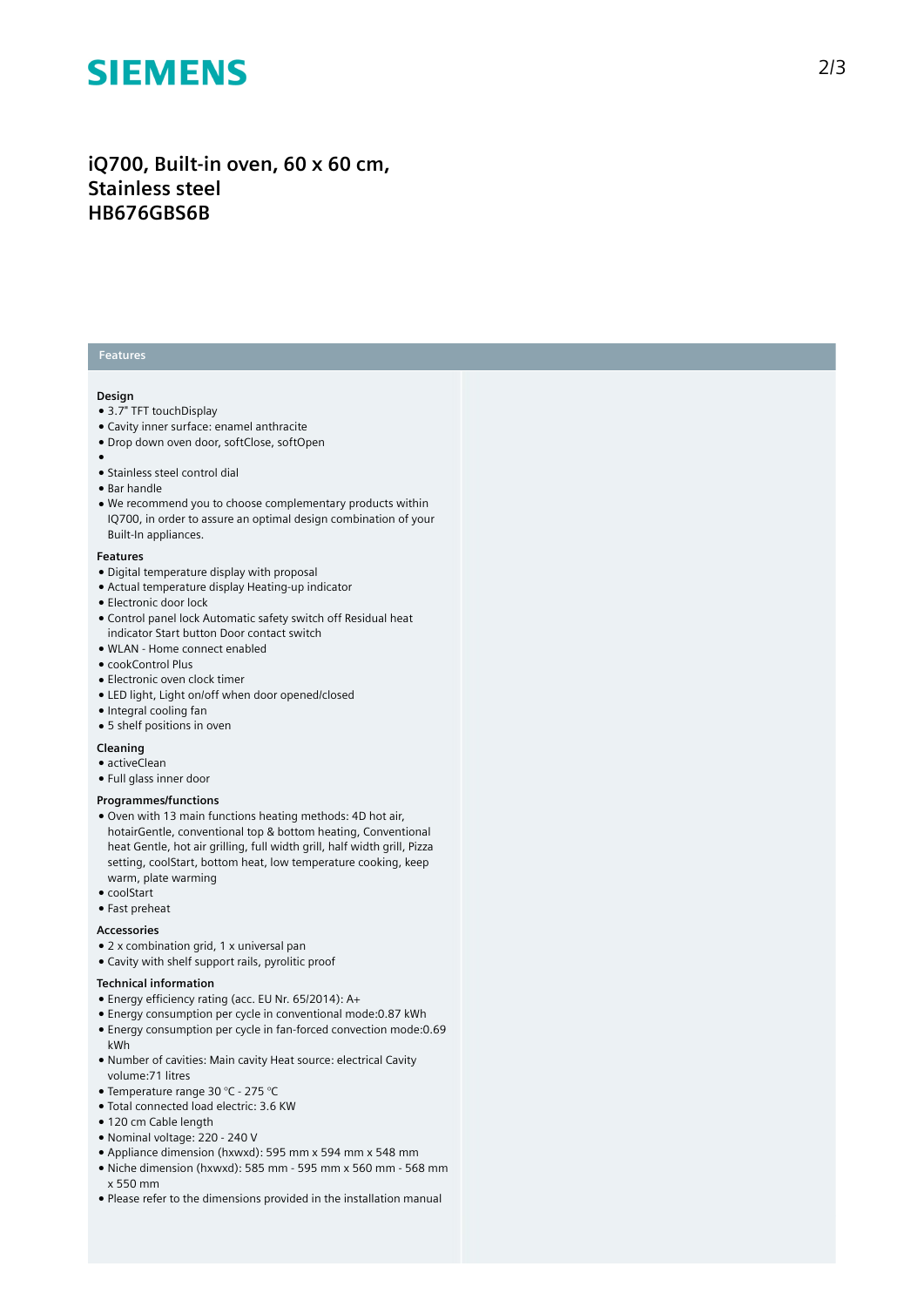# iQ700, Built-in oven, 60 x 60 cm, Stainless steel HB676GBS6B

## Features

### Design

- 3.7" TFT touchDisplay
- Cavity inner surface: enamel anthracite
- Drop down oven door, softClose, softOpen
- 
- Stainless steel control dial
- Bar handle
- We recommend you to choose complementary products within IQ700, in order to assure an optimal design combination of your Built-In appliances.

### Features

- Digital temperature display with proposal
- Actual temperature display Heating-up indicator
- Electronic door lock
- Control panel lock Automatic safety switch off Residual heat indicator Start button Door contact switch
- WLAN - Home connect enabled
- cookControl Plus
- Electronic oven clock timer
- LED light, Light on/off when door opened/closed
- Integral cooling fan
- 5 shelf positions in oven

### Cleaning

- activeClean
- Full glass inner door

### Programmes/functions

- Oven with 13 main functions heating methods: 4D hot air, hotairGentle, conventional top & bottom heating, Conventional heat Gentle, hot air grilling, full width grill, half width grill, Pizza setting, coolStart, bottom heat, low temperature cooking, keep warm, plate warming
- coolStart
- Fast preheat

### Accessories

- 2 x combination grid, 1 x universal pan
- Cavity with shelf support rails, pyrolitic proof

### Technical information

- Energy efficiency rating (acc. EU Nr. 65/2014): A+
- Energy consumption per cycle in conventional mode:0.87 kWh
- Energy consumption per cycle in fan-forced convection mode:0.69 kWh
- Number of cavities: Main cavity Heat source: electrical Cavity volume:71 litres
- Temperature range 30 °C - 275 °C
- Total connected load electric: 3.6 KW
- 120 cm Cable length
- Nominal voltage: 220 - 240 V
- Appliance dimension (hxwxd): 595 mm x 594 mm x 548 mm
- Niche dimension (hxwxd): 585 mm - 595 mm x 560 mm - 568 mm x 550 mm
- Please refer to the dimensions provided in the installation manual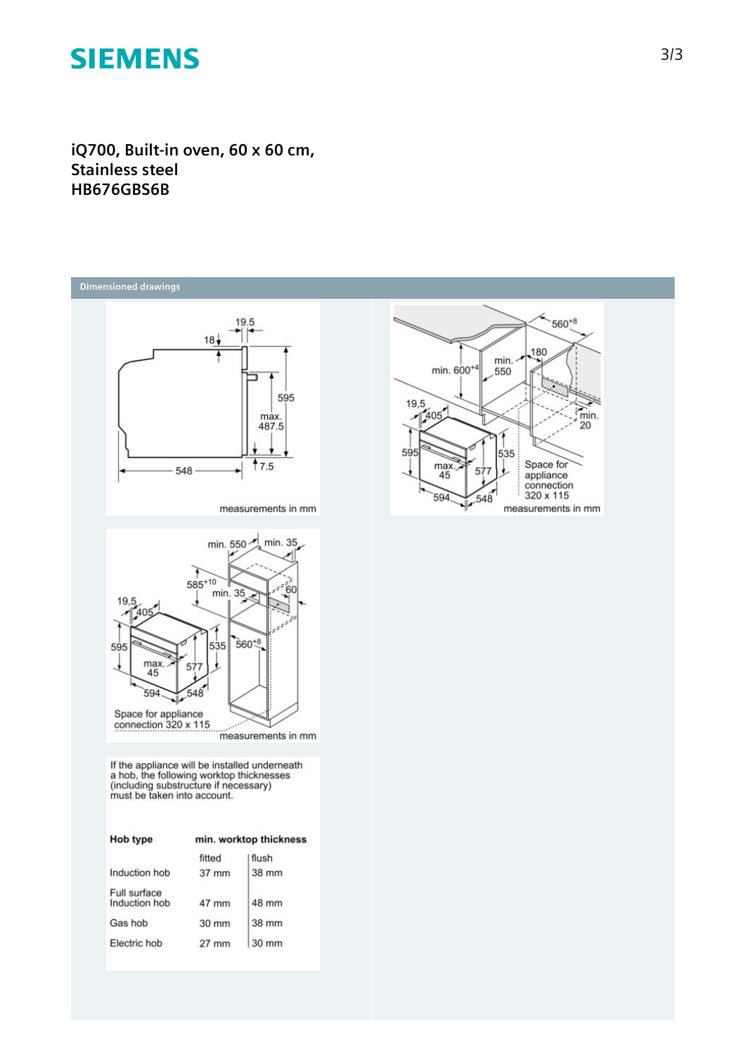# iQ700, Built-in oven, 60 x 60 cm, Stainless steel
# HB676GBS6B

## Dimensioned drawings

19.5
18
595
max. 487.5
7.5
548
measurements in mm

560+8
180
min. 600+4
min. 550
19,5
405
min. 20
595
535
max. 45
577
Space for appliance connection 320 x 115
594
548
measurements in mm

min. 550
min. 35
585+10
min. 35
60
19,5
405
595
535
560+8
max. 45
577
594
548
Space for appliance connection 320 x 115
measurements in mm

If the appliance will be installed underneath a hob, the following worktop thicknesses (including substructure if necessary) must be taken into account.

| Hob type | min. worktop thickness | |
|---|---|---|
| | fitted | flush |
| Induction hob | 37 mm | 38 mm |
| Full surface Induction hob | 47 mm | 48 mm |
| Gas hob | 30 mm | 38 mm |
| Electric hob | 27 mm | 30 mm |